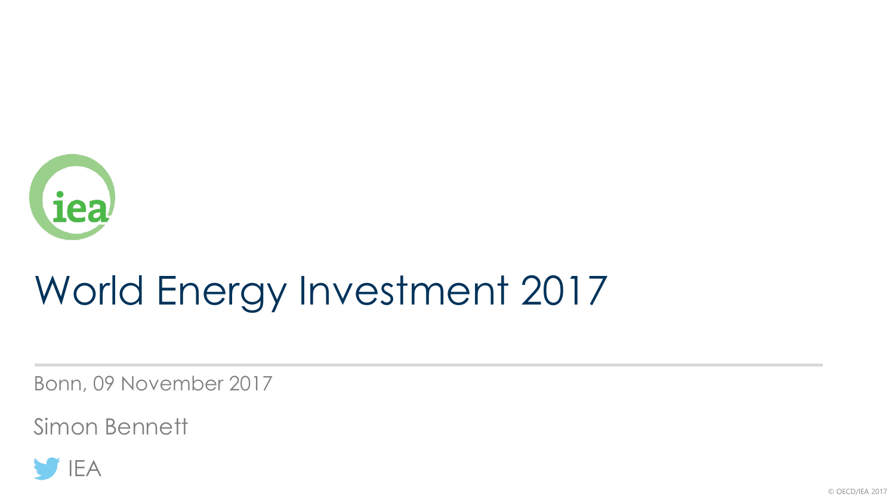# World Energy Investment 2017

Bonn, 09 November 2017

Simon Bennett

IEA

© OECD/IEA 2017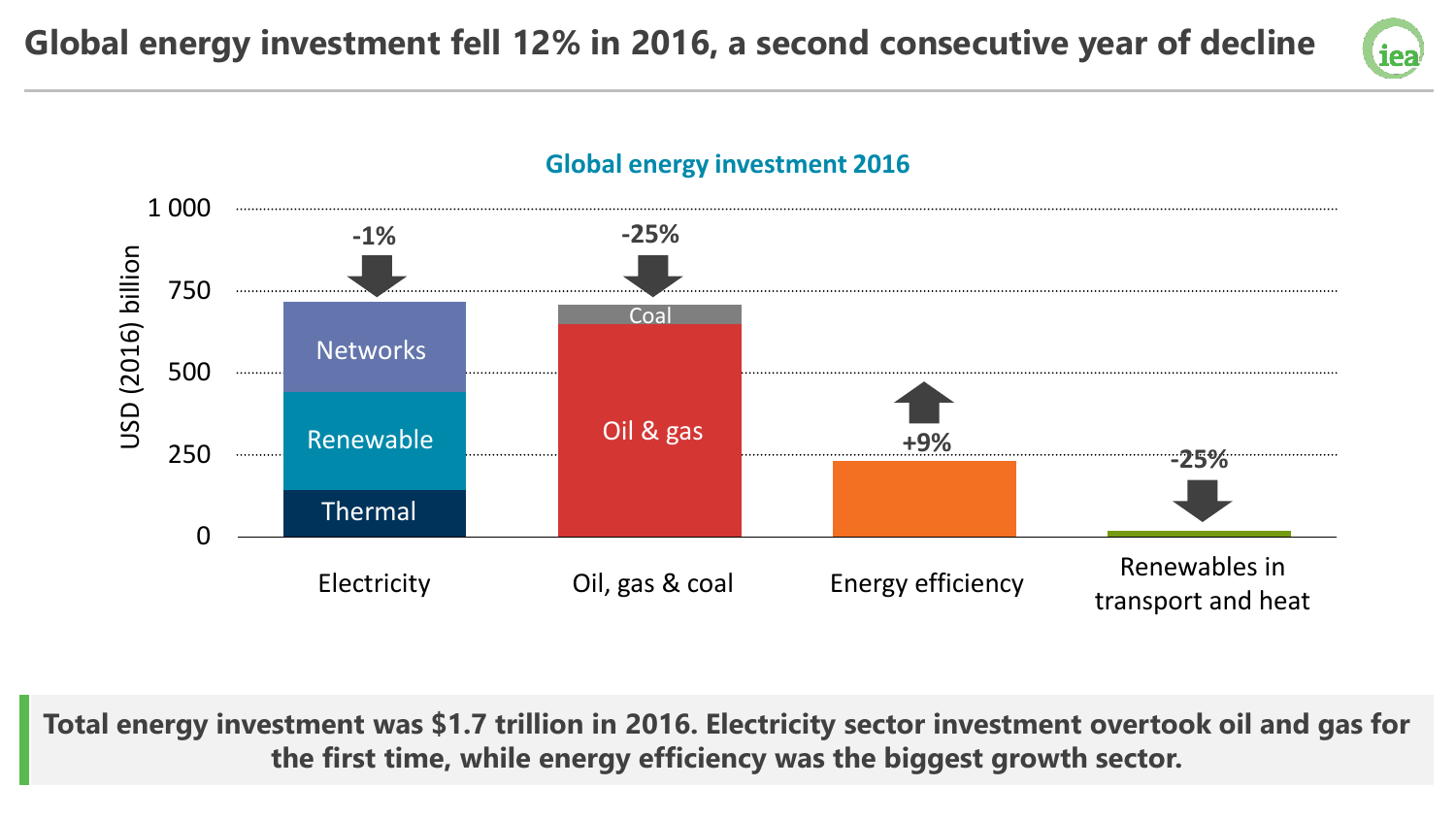# Global energy investment fell 12% in 2016, a second consecutive year of decline

**Global energy investment 2016**

| Sector | Components | Change |
|---|---|---|
| Electricity | Networks, Renewable, Thermal | -1% |
| Oil, gas & coal | Coal, Oil & gas | -25% |
| Energy efficiency | | +9% |
| Renewables in transport and heat | | -25% |

USD (2016) billion

**Total energy investment was $1.7 trillion in 2016. Electricity sector investment overtook oil and gas for the first time, while energy efficiency was the biggest growth sector.**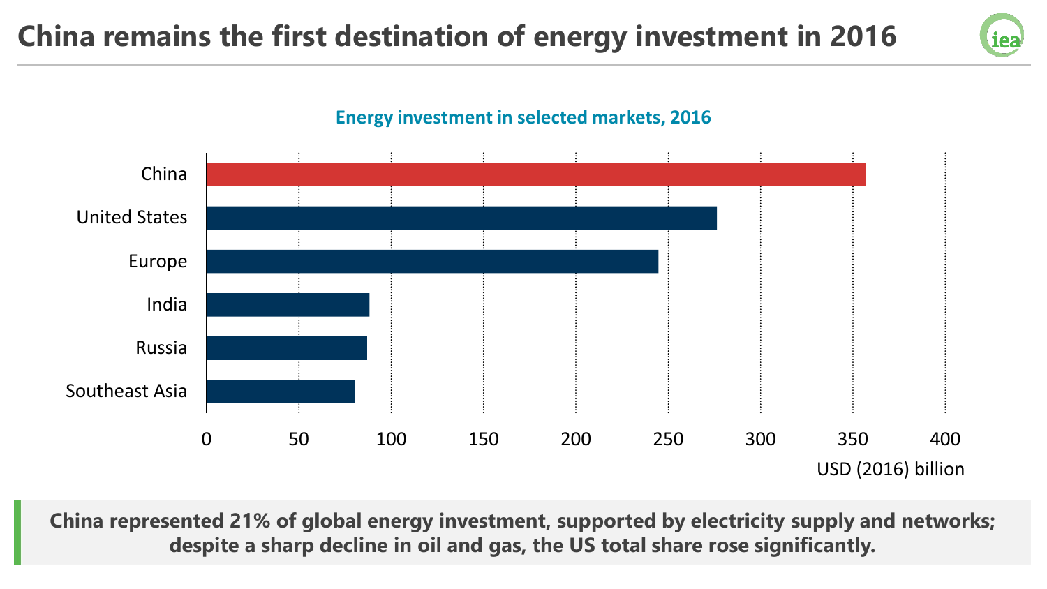# China remains the first destination of energy investment in 2016

**Energy investment in selected markets, 2016**

| Market | USD (2016) billion |
|---|---|
| China | ~357 |
| United States | ~276 |
| Europe | ~245 |
| India | ~88 |
| Russia | ~87 |
| Southeast Asia | ~80 |

USD (2016) billion

**China represented 21% of global energy investment, supported by electricity supply and networks; despite a sharp decline in oil and gas, the US total share rose significantly.**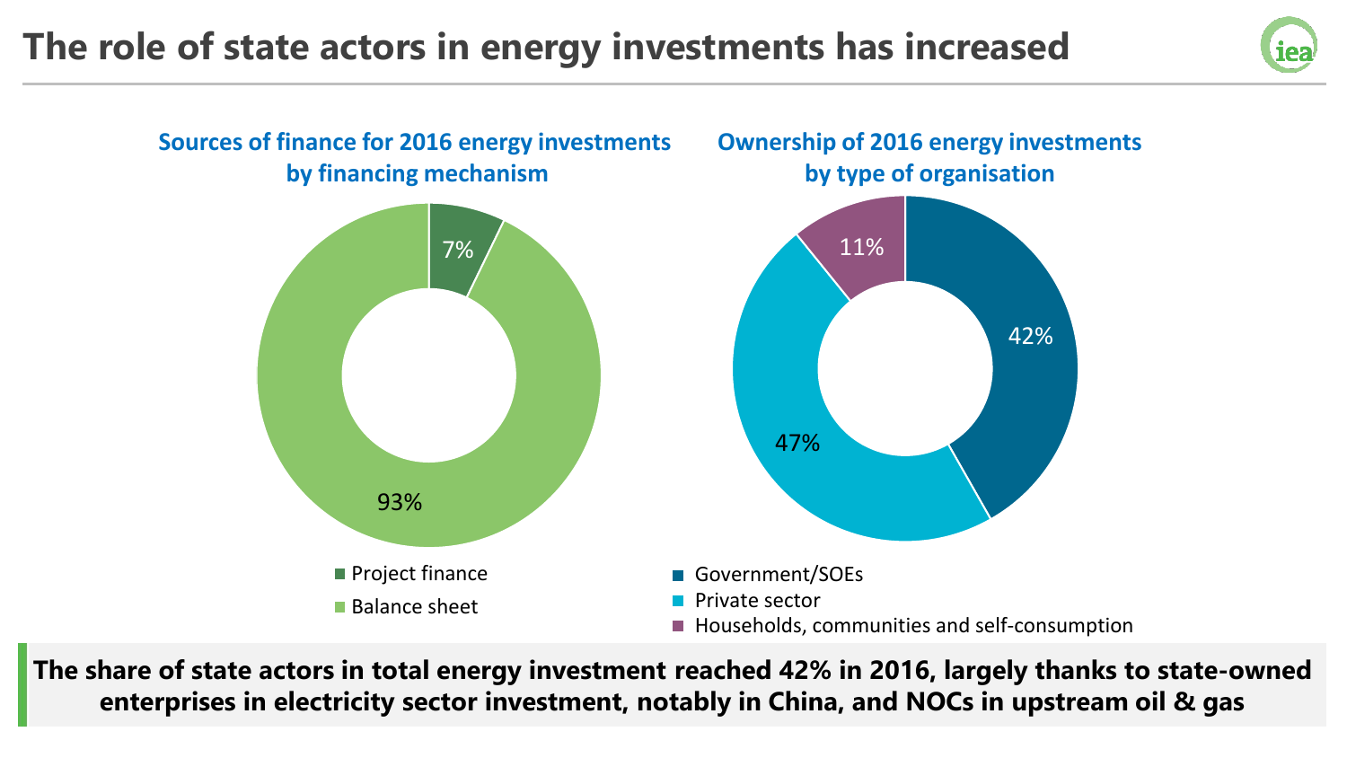# The role of state actors in energy investments has increased

### Sources of finance for 2016 energy investments by financing mechanism

- Project finance: 7%
- Balance sheet: 93%

### Ownership of 2016 energy investments by type of organisation

- Government/SOEs: 42%
- Private sector: 47%
- Households, communities and self-consumption: 11%

**The share of state actors in total energy investment reached 42% in 2016, largely thanks to state-owned enterprises in electricity sector investment, notably in China, and NOCs in upstream oil & gas**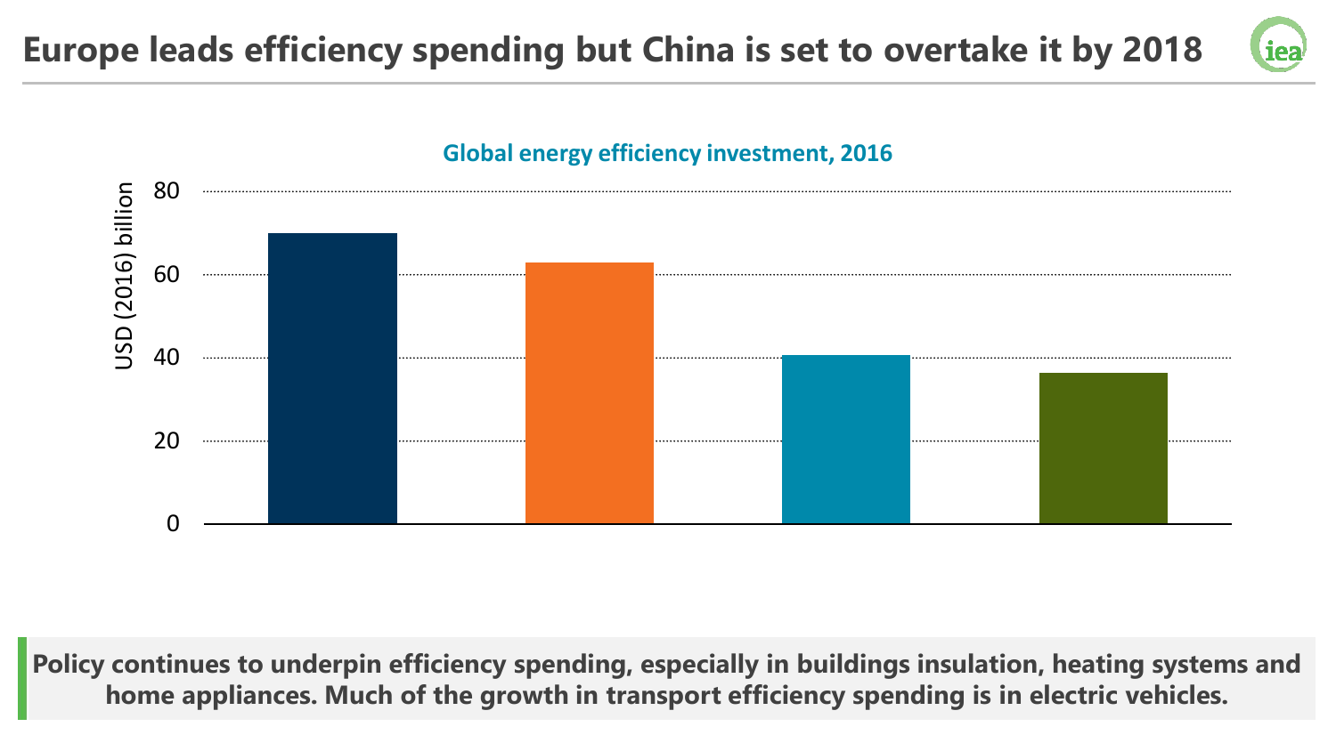# Europe leads efficiency spending but China is set to overtake it by 2018

Global energy efficiency investment, 2016

USD (2016) billion

80

60

40

20

0

**Policy continues to underpin efficiency spending, especially in buildings insulation, heating systems and home appliances. Much of the growth in transport efficiency spending is in electric vehicles.**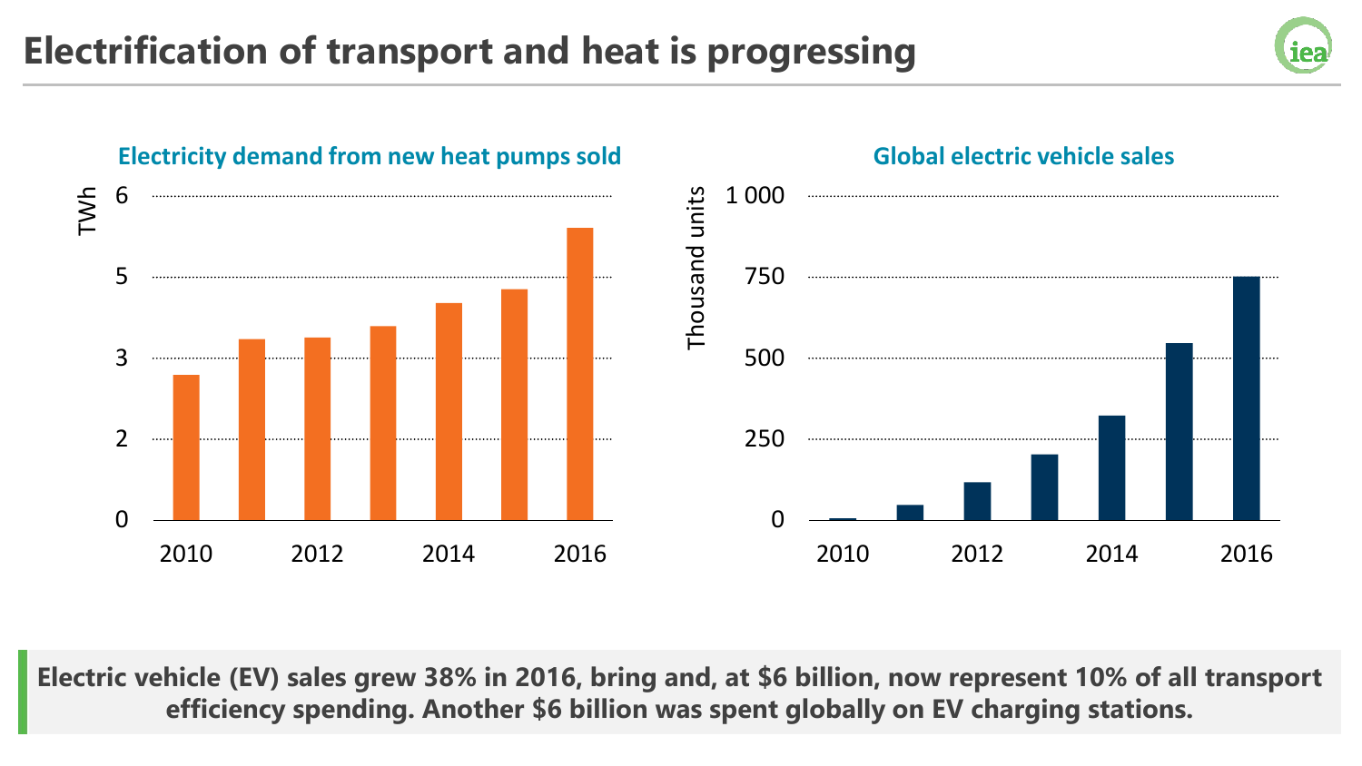# Electrification of transport and heat is progressing

**Electricity demand from new heat pumps sold**

TWh

| Year | TWh |
|---|---|
| 2010 | ~2.8 |
| 2011 | ~3.2 |
| 2012 | ~3.2 |
| 2013 | ~3.4 |
| 2014 | ~3.7 |
| 2015 | ~3.9 |
| 2016 | ~5.6 |

**Global electric vehicle sales**

Thousand units

| Year | Thousand units |
|---|---|
| 2010 | ~5 |
| 2011 | ~45 |
| 2012 | ~115 |
| 2013 | ~200 |
| 2014 | ~320 |
| 2015 | ~545 |
| 2016 | ~750 |

**Electric vehicle (EV) sales grew 38% in 2016, bring and, at $6 billion, now represent 10% of all transport efficiency spending. Another $6 billion was spent globally on EV charging stations.**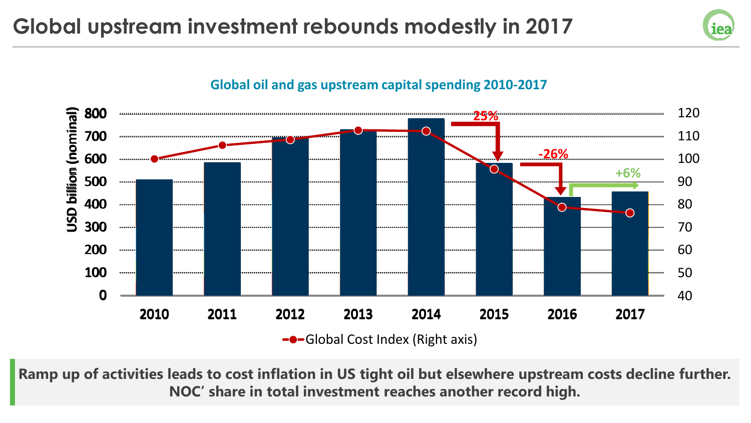# Global upstream investment rebounds modestly in 2017

Global oil and gas upstream capital spending 2010-2017

USD billion (nominal)

| Year | 2010 | 2011 | 2012 | 2013 | 2014 | 2015 | 2016 | 2017 |
|---|---|---|---|---|---|---|---|---|

-25% | -26% | +6%

Global Cost Index (Right axis)

**Ramp up of activities leads to cost inflation in US tight oil but elsewhere upstream costs decline further. NOC' share in total investment reaches another record high.**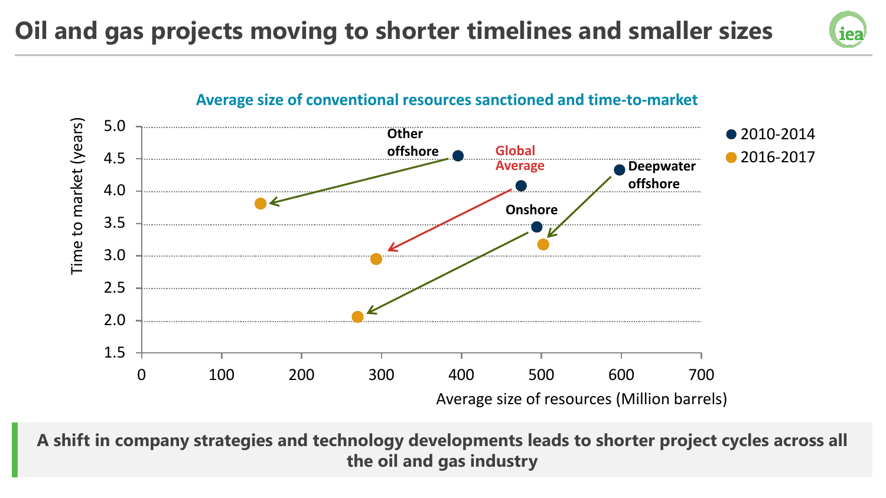# Oil and gas projects moving to shorter timelines and smaller sizes

**Average size of conventional resources sanctioned and time-to-market**

Time to market (years)

Average size of resources (Million barrels)

- 2010-2014
- 2016-2017

Other offshore

Global Average

Deepwater offshore

Onshore

**A shift in company strategies and technology developments leads to shorter project cycles across all the oil and gas industry**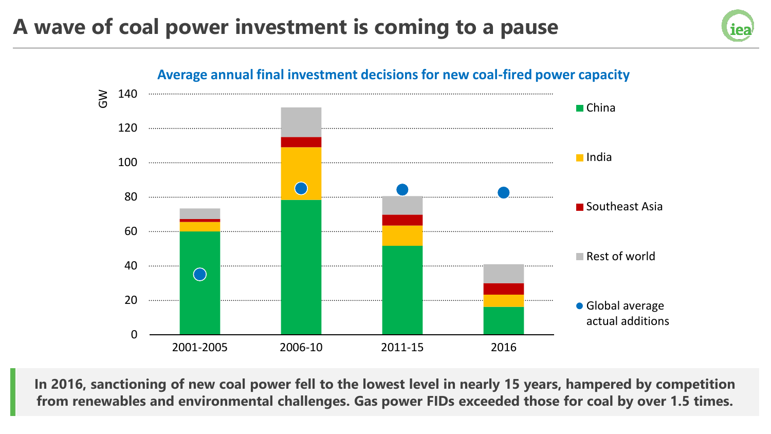# A wave of coal power investment is coming to a pause

**Average annual final investment decisions for new coal-fired power capacity**

GW

140
120
100
80
60
40
20
0

2001-2005 | 2006-10 | 2011-15 | 2016

China
India
Southeast Asia
Rest of world
Global average actual additions

**In 2016, sanctioning of new coal power fell to the lowest level in nearly 15 years, hampered by competition from renewables and environmental challenges. Gas power FIDs exceeded those for coal by over 1.5 times.**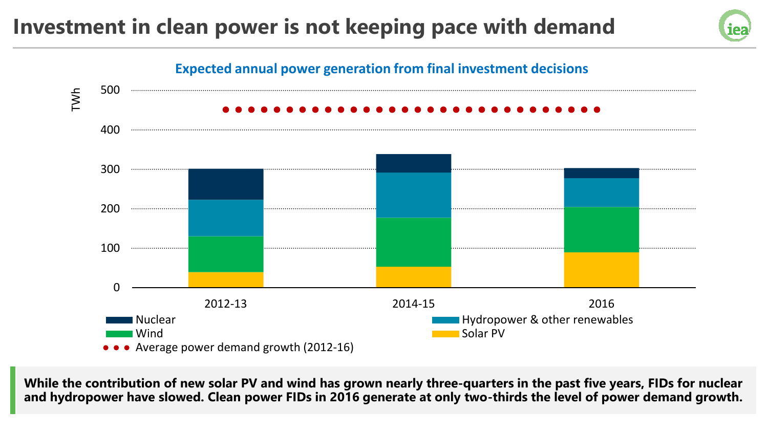# Investment in clean power is not keeping pace with demand

**Expected annual power generation from final investment decisions**

TWh

| | Nuclear | Hydropower & other renewables | Wind | Solar PV |
|---|---|---|---|---|
| 2012-13 | | | | |
| 2014-15 | | | | |
| 2016 | | | | |

Nuclear · Hydropower & other renewables · Wind · Solar PV · Average power demand growth (2012-16)

**While the contribution of new solar PV and wind has grown nearly three-quarters in the past five years, FIDs for nuclear and hydropower have slowed. Clean power FIDs in 2016 generate at only two-thirds the level of power demand growth.**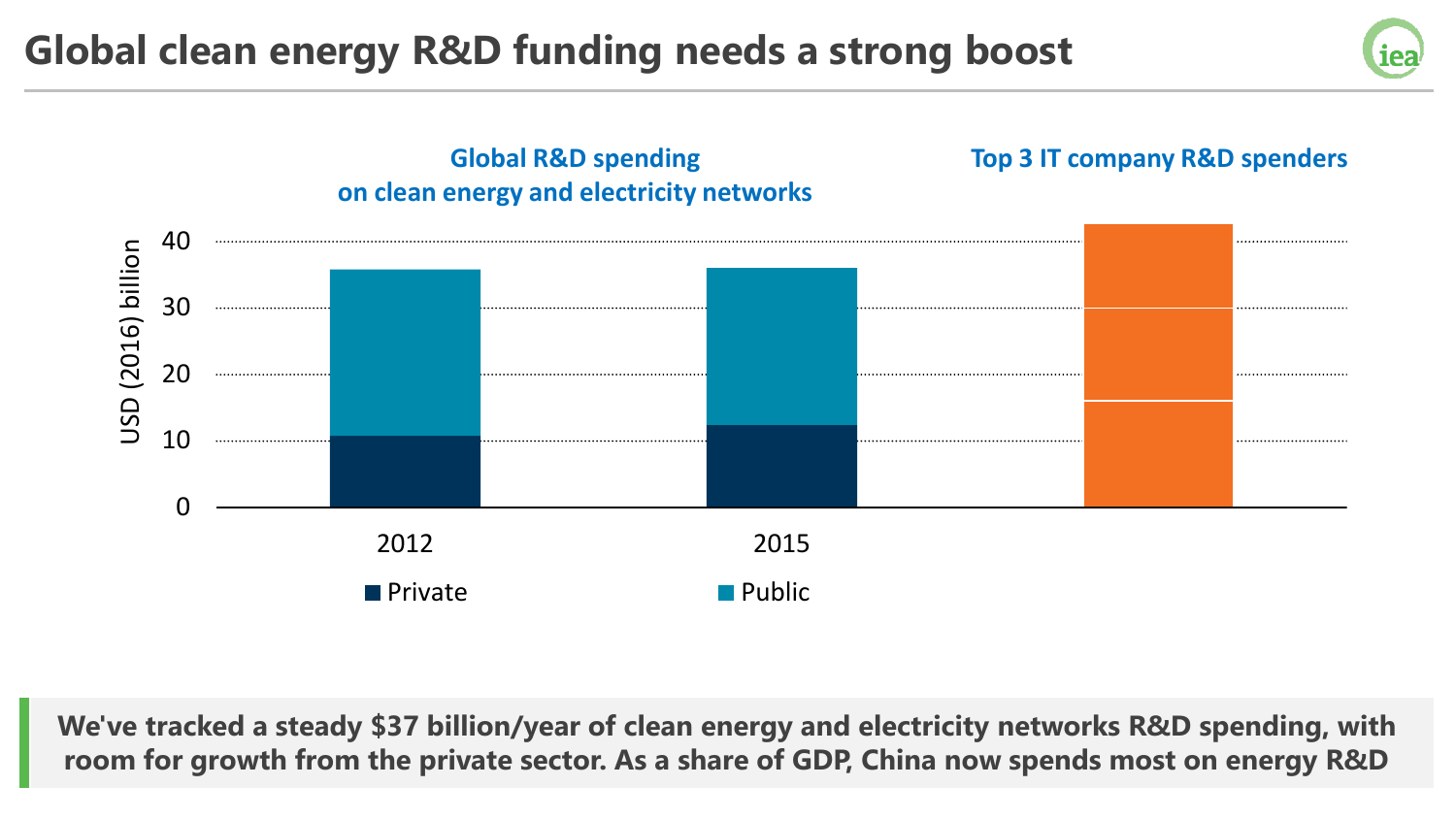# Global clean energy R&D funding needs a strong boost

**Global R&D spending on clean energy and electricity networks**

**Top 3 IT company R&D spenders**

USD (2016) billion

0, 10, 20, 30, 40

2012 | 2015

■ Private ■ Public

**We've tracked a steady $37 billion/year of clean energy and electricity networks R&D spending, with room for growth from the private sector. As a share of GDP, China now spends most on energy R&D**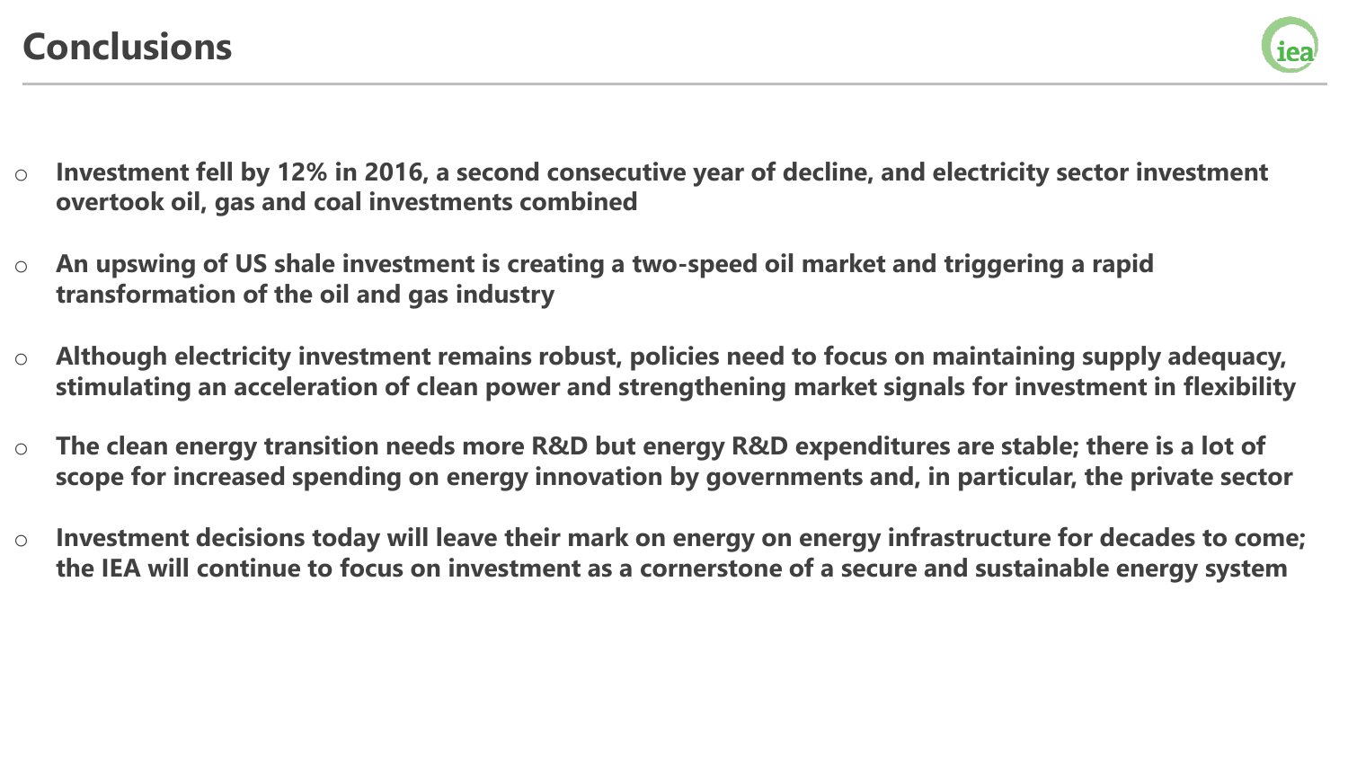# Conclusions

- **Investment fell by 12% in 2016, a second consecutive year of decline, and electricity sector investment overtook oil, gas and coal investments combined**
- **An upswing of US shale investment is creating a two-speed oil market and triggering a rapid transformation of the oil and gas industry**
- **Although electricity investment remains robust, policies need to focus on maintaining supply adequacy, stimulating an acceleration of clean power and strengthening market signals for investment in flexibility**
- **The clean energy transition needs more R&D but energy R&D expenditures are stable; there is a lot of scope for increased spending on energy innovation by governments and, in particular, the private sector**
- **Investment decisions today will leave their mark on energy on energy infrastructure for decades to come; the IEA will continue to focus on investment as a cornerstone of a secure and sustainable energy system**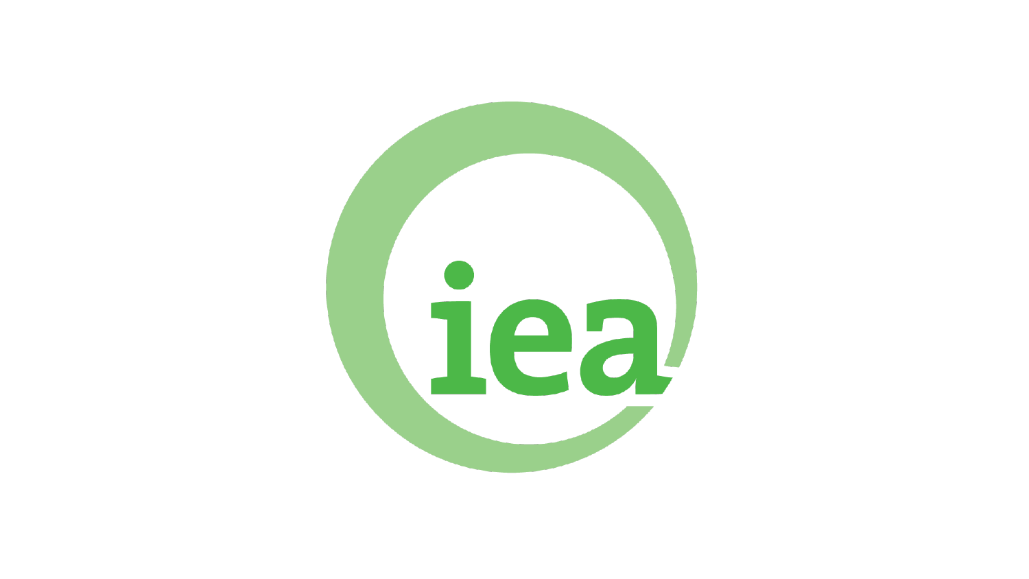iea